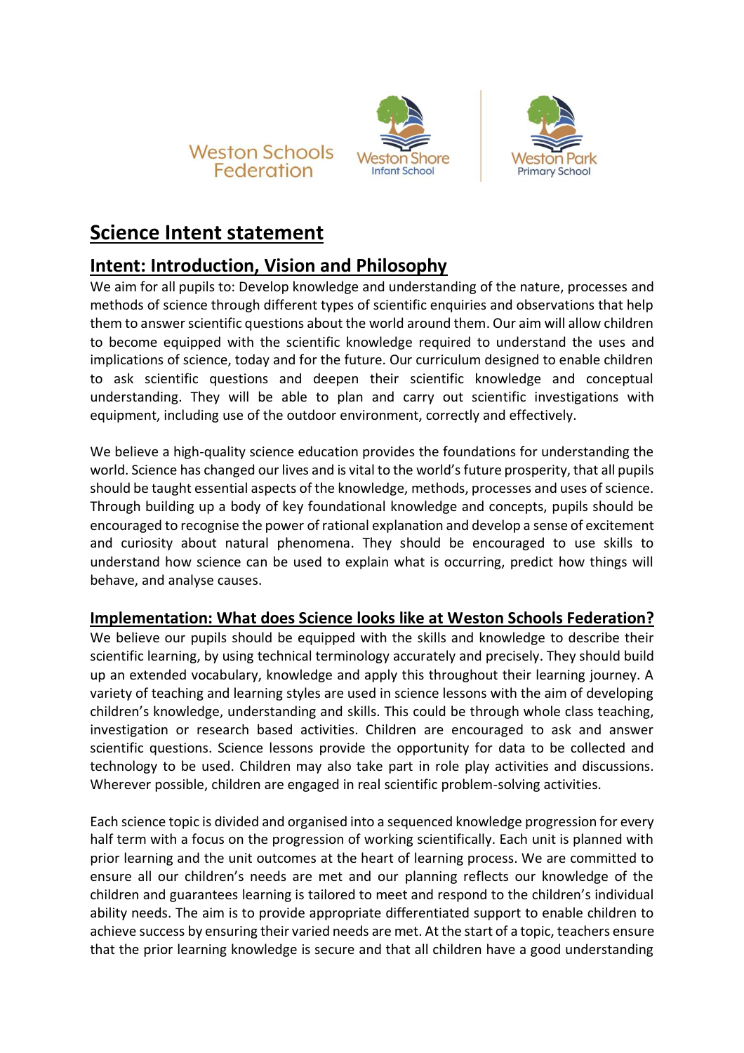Weston Schools Federation

Weston Shore Infant School

Weston Park Primary School

# Science Intent statement

## Intent: Introduction, Vision and Philosophy

We aim for all pupils to: Develop knowledge and understanding of the nature, processes and methods of science through different types of scientific enquiries and observations that help them to answer scientific questions about the world around them. Our aim will allow children to become equipped with the scientific knowledge required to understand the uses and implications of science, today and for the future. Our curriculum designed to enable children to ask scientific questions and deepen their scientific knowledge and conceptual understanding. They will be able to plan and carry out scientific investigations with equipment, including use of the outdoor environment, correctly and effectively.

We believe a high-quality science education provides the foundations for understanding the world. Science has changed our lives and is vital to the world's future prosperity, that all pupils should be taught essential aspects of the knowledge, methods, processes and uses of science. Through building up a body of key foundational knowledge and concepts, pupils should be encouraged to recognise the power of rational explanation and develop a sense of excitement and curiosity about natural phenomena. They should be encouraged to use skills to understand how science can be used to explain what is occurring, predict how things will behave, and analyse causes.

## Implementation: What does Science looks like at Weston Schools Federation?

We believe our pupils should be equipped with the skills and knowledge to describe their scientific learning, by using technical terminology accurately and precisely. They should build up an extended vocabulary, knowledge and apply this throughout their learning journey. A variety of teaching and learning styles are used in science lessons with the aim of developing children's knowledge, understanding and skills. This could be through whole class teaching, investigation or research based activities. Children are encouraged to ask and answer scientific questions. Science lessons provide the opportunity for data to be collected and technology to be used. Children may also take part in role play activities and discussions. Wherever possible, children are engaged in real scientific problem-solving activities.

Each science topic is divided and organised into a sequenced knowledge progression for every half term with a focus on the progression of working scientifically. Each unit is planned with prior learning and the unit outcomes at the heart of learning process. We are committed to ensure all our children's needs are met and our planning reflects our knowledge of the children and guarantees learning is tailored to meet and respond to the children's individual ability needs. The aim is to provide appropriate differentiated support to enable children to achieve success by ensuring their varied needs are met. At the start of a topic, teachers ensure that the prior learning knowledge is secure and that all children have a good understanding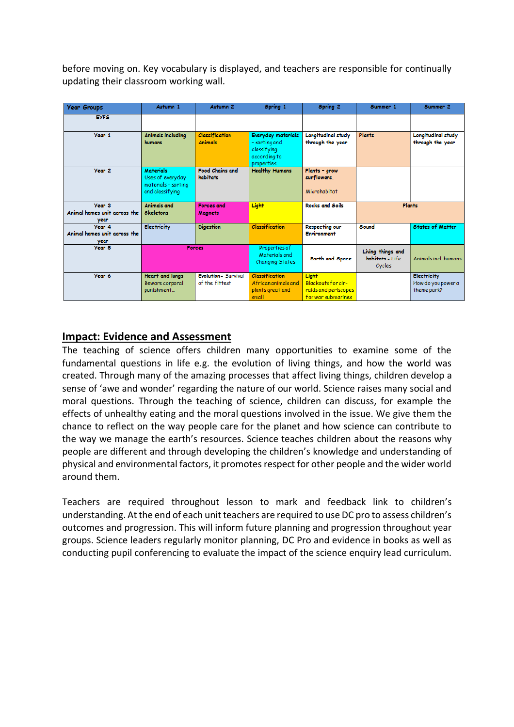before moving on. Key vocabulary is displayed, and teachers are responsible for continually updating their classroom working wall.

| Year Groups | Autumn 1 | Autumn 2 | Spring 1 | Spring 2 | Summer 1 | Summer 2 |
|---|---|---|---|---|---|---|
| EYFS | | | | | | |
| Year 1 | Animals including humans | Classification Animals | Everyday materials – sorting and classifying according to properties | Longitudinal study through the year | Plants | Longitudinal study through the year |
| Year 2 | Materials Uses of everyday materials – sorting and classifying | Food Chains and habitats | Healthy Humans | Plants – grow sunflowers. Microhabitat | | |
| Year 3 Animal homes unit across the year | Animals and Skeletons | Forces and Magnets | Light | Rocks and Soils | Plants | |
| Year 4 Animal homes unit across the year | Electricity | Digestion | Classification | Respecting our Environment | Sound | States of Matter |
| Year 5 | Forces | | Properties of Materials and Changing States | Earth and Space | Living things and habitats – Life Cycles | Animals incl. humans |
| Year 6 | Heart and lungs Beware corporal punishment… | Evolution- Survival of the fittest | Classification African animals and plants great and small | Light Blackouts for air-raids and periscopes for war submarines | | Electricity How do you power a theme park? |

## Impact: Evidence and Assessment

The teaching of science offers children many opportunities to examine some of the fundamental questions in life e.g. the evolution of living things, and how the world was created. Through many of the amazing processes that affect living things, children develop a sense of 'awe and wonder' regarding the nature of our world. Science raises many social and moral questions. Through the teaching of science, children can discuss, for example the effects of unhealthy eating and the moral questions involved in the issue. We give them the chance to reflect on the way people care for the planet and how science can contribute to the way we manage the earth's resources. Science teaches children about the reasons why people are different and through developing the children's knowledge and understanding of physical and environmental factors, it promotes respect for other people and the wider world around them.

Teachers are required throughout lesson to mark and feedback link to children's understanding. At the end of each unit teachers are required to use DC pro to assess children's outcomes and progression. This will inform future planning and progression throughout year groups. Science leaders regularly monitor planning, DC Pro and evidence in books as well as conducting pupil conferencing to evaluate the impact of the science enquiry lead curriculum.